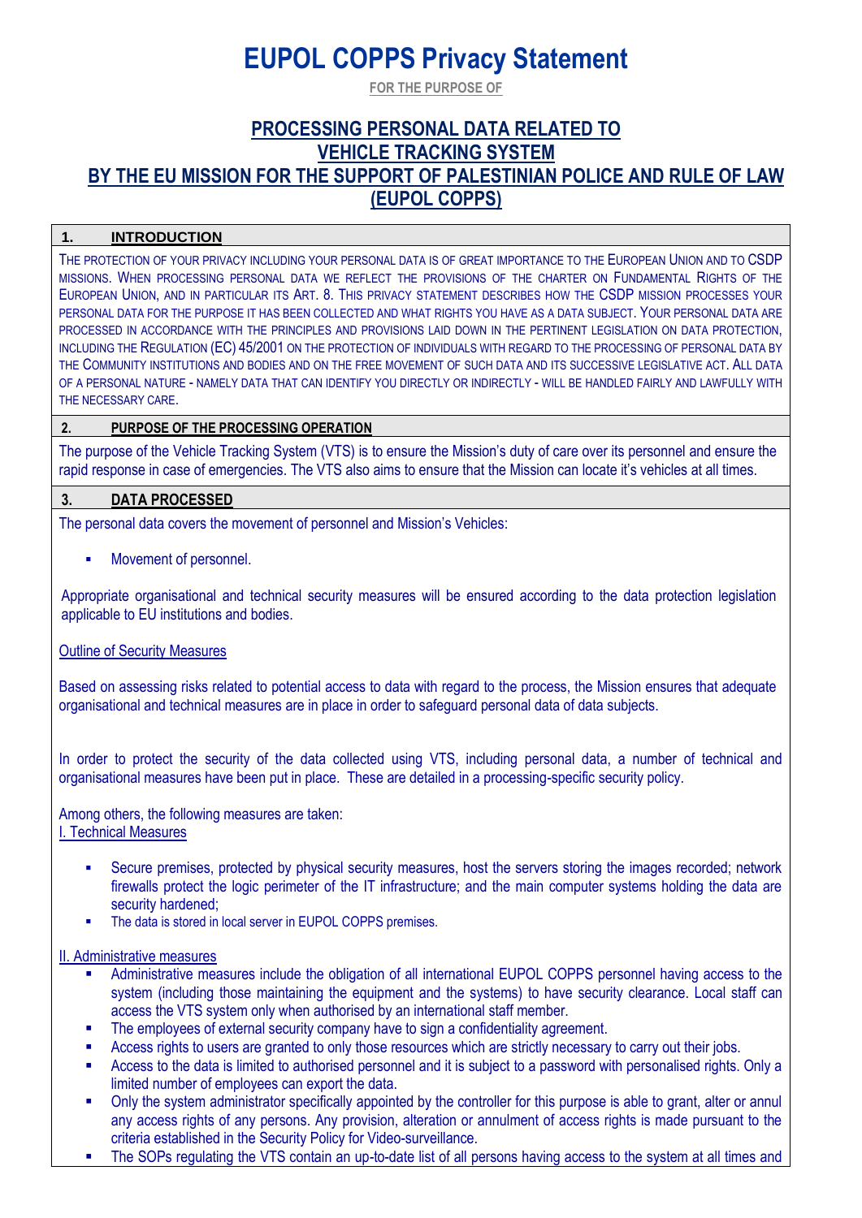# EUPOL COPPS Privacy Statement

FOR THE PURPOSE OF

## PROCESSING PERSONAL DATA RELATED TO VEHICLE TRACKING SYSTEM BY THE EU MISSION FOR THE SUPPORT OF PALESTINIAN POLICE AND RULE OF LAW (EUPOL COPPS)

### 1. INTRODUCTION

THE PROTECTION OF YOUR PRIVACY INCLUDING YOUR PERSONAL DATA IS OF GREAT IMPORTANCE TO THE EUROPEAN UNION AND TO CSDP MISSIONS. WHEN PROCESSING PERSONAL DATA WE REFLECT THE PROVISIONS OF THE CHARTER ON FUNDAMENTAL RIGHTS OF THE EUROPEAN UNION, AND IN PARTICULAR ITS ART. 8. THIS PRIVACY STATEMENT DESCRIBES HOW THE CSDP MISSION PROCESSES YOUR PERSONAL DATA FOR THE PURPOSE IT HAS BEEN COLLECTED AND WHAT RIGHTS YOU HAVE AS A DATA SUBJECT. YOUR PERSONAL DATA ARE PROCESSED IN ACCORDANCE WITH THE PRINCIPLES AND PROVISIONS LAID DOWN IN THE PERTINENT LEGISLATION ON DATA PROTECTION, INCLUDING THE REGULATION (EC) 45/2001 ON THE PROTECTION OF INDIVIDUALS WITH REGARD TO THE PROCESSING OF PERSONAL DATA BY THE COMMUNITY INSTITUTIONS AND BODIES AND ON THE FREE MOVEMENT OF SUCH DATA AND ITS SUCCESSIVE LEGISLATIVE ACT. ALL DATA OF A PERSONAL NATURE - NAMELY DATA THAT CAN IDENTIFY YOU DIRECTLY OR INDIRECTLY - WILL BE HANDLED FAIRLY AND LAWFULLY WITH THE NECESSARY CARE.

### 2. PURPOSE OF THE PROCESSING OPERATION

The purpose of the Vehicle Tracking System (VTS) is to ensure the Mission's duty of care over its personnel and ensure the rapid response in case of emergencies. The VTS also aims to ensure that the Mission can locate it's vehicles at all times.

### 3. DATA PROCESSED

The personal data covers the movement of personnel and Mission's Vehicles:

- Movement of personnel.

Appropriate organisational and technical security measures will be ensured according to the data protection legislation applicable to EU institutions and bodies.

Outline of Security Measures

Based on assessing risks related to potential access to data with regard to the process, the Mission ensures that adequate organisational and technical measures are in place in order to safeguard personal data of data subjects.

In order to protect the security of the data collected using VTS, including personal data, a number of technical and organisational measures have been put in place. These are detailed in a processing-specific security policy.

Among others, the following measures are taken:

I. Technical Measures

- Secure premises, protected by physical security measures, host the servers storing the images recorded; network firewalls protect the logic perimeter of the IT infrastructure; and the main computer systems holding the data are security hardened;
- The data is stored in local server in EUPOL COPPS premises.

II. Administrative measures

- Administrative measures include the obligation of all international EUPOL COPPS personnel having access to the system (including those maintaining the equipment and the systems) to have security clearance. Local staff can access the VTS system only when authorised by an international staff member.
- The employees of external security company have to sign a confidentiality agreement.
- Access rights to users are granted to only those resources which are strictly necessary to carry out their jobs.
- Access to the data is limited to authorised personnel and it is subject to a password with personalised rights. Only a limited number of employees can export the data.
- Only the system administrator specifically appointed by the controller for this purpose is able to grant, alter or annul any access rights of any persons. Any provision, alteration or annulment of access rights is made pursuant to the criteria established in the Security Policy for Video-surveillance.
- The SOPs regulating the VTS contain an up-to-date list of all persons having access to the system at all times and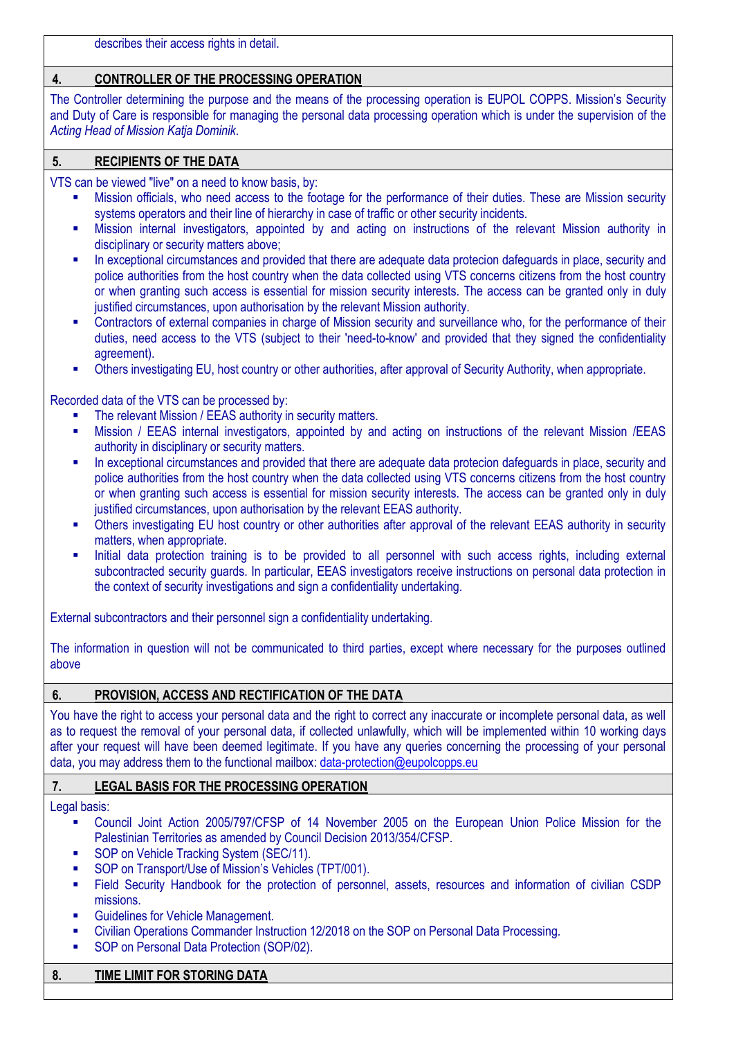describes their access rights in detail.

## 4. CONTROLLER OF THE PROCESSING OPERATION

The Controller determining the purpose and the means of the processing operation is EUPOL COPPS. Mission's Security and Duty of Care is responsible for managing the personal data processing operation which is under the supervision of the *Acting Head of Mission Katja Dominik*.

## 5. RECIPIENTS OF THE DATA

VTS can be viewed "live" on a need to know basis, by:

- Mission officials, who need access to the footage for the performance of their duties. These are Mission security systems operators and their line of hierarchy in case of traffic or other security incidents.
- Mission internal investigators, appointed by and acting on instructions of the relevant Mission authority in disciplinary or security matters above;
- In exceptional circumstances and provided that there are adequate data protecion dafeguards in place, security and police authorities from the host country when the data collected using VTS concerns citizens from the host country or when granting such access is essential for mission security interests. The access can be granted only in duly justified circumstances, upon authorisation by the relevant Mission authority.
- Contractors of external companies in charge of Mission security and surveillance who, for the performance of their duties, need access to the VTS (subject to their 'need-to-know' and provided that they signed the confidentiality agreement).
- Others investigating EU, host country or other authorities, after approval of Security Authority, when appropriate.

Recorded data of the VTS can be processed by:

- The relevant Mission / EEAS authority in security matters.
- Mission / EEAS internal investigators, appointed by and acting on instructions of the relevant Mission /EEAS authority in disciplinary or security matters.
- In exceptional circumstances and provided that there are adequate data protecion dafeguards in place, security and police authorities from the host country when the data collected using VTS concerns citizens from the host country or when granting such access is essential for mission security interests. The access can be granted only in duly justified circumstances, upon authorisation by the relevant EEAS authority.
- Others investigating EU host country or other authorities after approval of the relevant EEAS authority in security matters, when appropriate.
- Initial data protection training is to be provided to all personnel with such access rights, including external subcontracted security guards. In particular, EEAS investigators receive instructions on personal data protection in the context of security investigations and sign a confidentiality undertaking.

External subcontractors and their personnel sign a confidentiality undertaking.

The information in question will not be communicated to third parties, except where necessary for the purposes outlined above

## 6. PROVISION, ACCESS AND RECTIFICATION OF THE DATA

You have the right to access your personal data and the right to correct any inaccurate or incomplete personal data, as well as to request the removal of your personal data, if collected unlawfully, which will be implemented within 10 working days after your request will have been deemed legitimate. If you have any queries concerning the processing of your personal data, you may address them to the functional mailbox: data-protection@eupolcopps.eu

## 7. LEGAL BASIS FOR THE PROCESSING OPERATION

Legal basis:

- Council Joint Action 2005/797/CFSP of 14 November 2005 on the European Union Police Mission for the Palestinian Territories as amended by Council Decision 2013/354/CFSP.
- SOP on Vehicle Tracking System (SEC/11).
- SOP on Transport/Use of Mission's Vehicles (TPT/001).
- Field Security Handbook for the protection of personnel, assets, resources and information of civilian CSDP missions.
- Guidelines for Vehicle Management.
- Civilian Operations Commander Instruction 12/2018 on the SOP on Personal Data Processing.
- SOP on Personal Data Protection (SOP/02).

## 8. TIME LIMIT FOR STORING DATA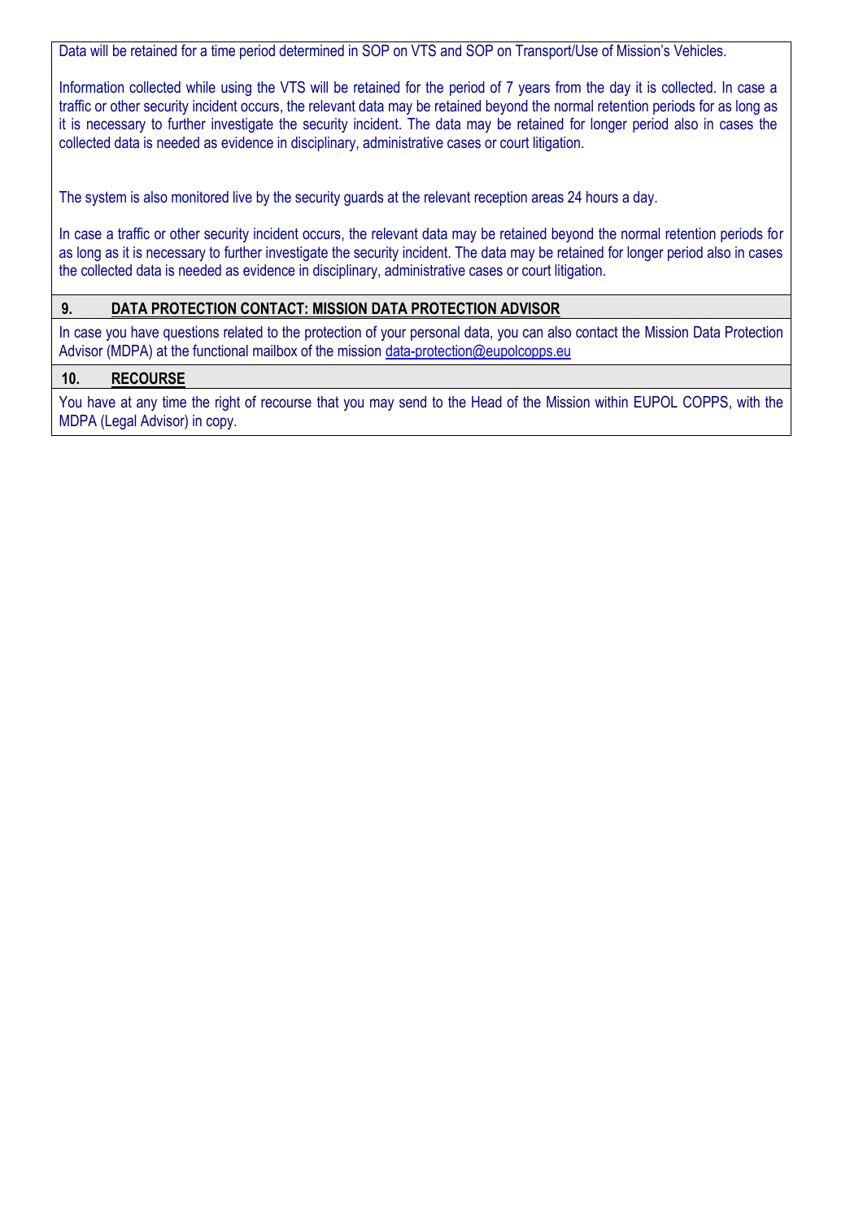Data will be retained for a time period determined in SOP on VTS and SOP on Transport/Use of Mission's Vehicles.

Information collected while using the VTS will be retained for the period of 7 years from the day it is collected. In case a traffic or other security incident occurs, the relevant data may be retained beyond the normal retention periods for as long as it is necessary to further investigate the security incident. The data may be retained for longer period also in cases the collected data is needed as evidence in disciplinary, administrative cases or court litigation.

The system is also monitored live by the security guards at the relevant reception areas 24 hours a day.

In case a traffic or other security incident occurs, the relevant data may be retained beyond the normal retention periods for as long as it is necessary to further investigate the security incident. The data may be retained for longer period also in cases the collected data is needed as evidence in disciplinary, administrative cases or court litigation.

## 9. DATA PROTECTION CONTACT: MISSION DATA PROTECTION ADVISOR

In case you have questions related to the protection of your personal data, you can also contact the Mission Data Protection Advisor (MDPA) at the functional mailbox of the mission data-protection@eupolcopps.eu

## 10. RECOURSE

You have at any time the right of recourse that you may send to the Head of the Mission within EUPOL COPPS, with the MDPA (Legal Advisor) in copy.